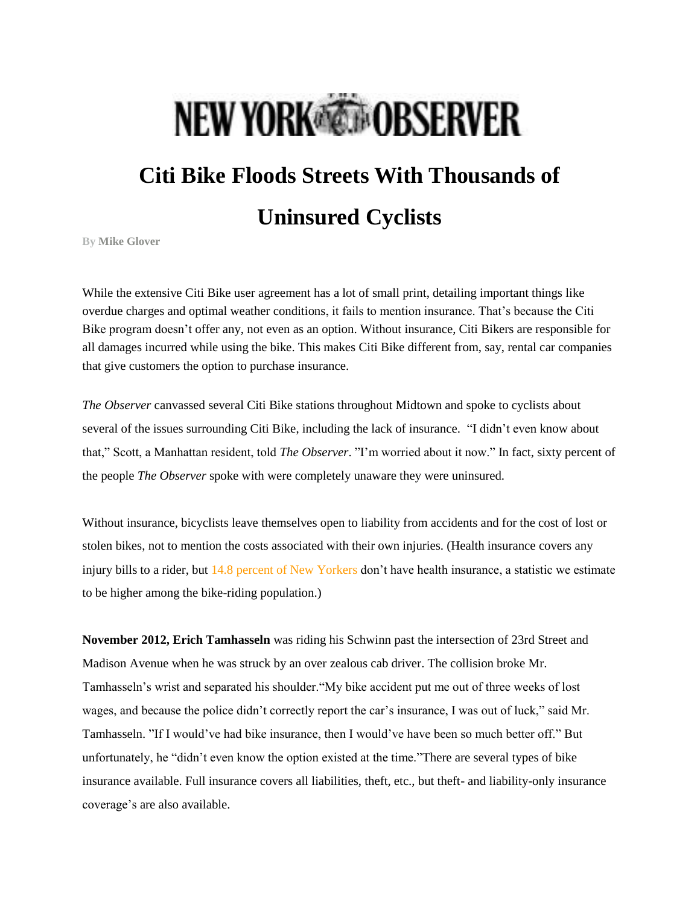# NEW YORK OBSERVER

## Citi Bike Floods Streets With Thousands of Uninsured Cyclists

By **Mike Glover**

While the extensive Citi Bike user agreement has a lot of small print, detailing important things like overdue charges and optimal weather conditions, it fails to mention insurance. That's because the Citi Bike program doesn't offer any, not even as an option. Without insurance, Citi Bikers are responsible for all damages incurred while using the bike. This makes Citi Bike different from, say, rental car companies that give customers the option to purchase insurance.

*The Observer* canvassed several Citi Bike stations throughout Midtown and spoke to cyclists about several of the issues surrounding Citi Bike, including the lack of insurance. "I didn't even know about that," Scott, a Manhattan resident, told *The Observer*. "I'm worried about it now." In fact, sixty percent of the people *The Observer* spoke with were completely unaware they were uninsured.

Without insurance, bicyclists leave themselves open to liability from accidents and for the cost of lost or stolen bikes, not to mention the costs associated with their own injuries. (Health insurance covers any injury bills to a rider, but 14.8 percent of New Yorkers don't have health insurance, a statistic we estimate to be higher among the bike-riding population.)

**November 2012, Erich Tamhasseln** was riding his Schwinn past the intersection of 23rd Street and Madison Avenue when he was struck by an over zealous cab driver. The collision broke Mr. Tamhasseln's wrist and separated his shoulder."My bike accident put me out of three weeks of lost wages, and because the police didn't correctly report the car's insurance, I was out of luck," said Mr. Tamhasseln. "If I would've had bike insurance, then I would've have been so much better off." But unfortunately, he "didn't even know the option existed at the time."There are several types of bike insurance available. Full insurance covers all liabilities, theft, etc., but theft- and liability-only insurance coverage's are also available.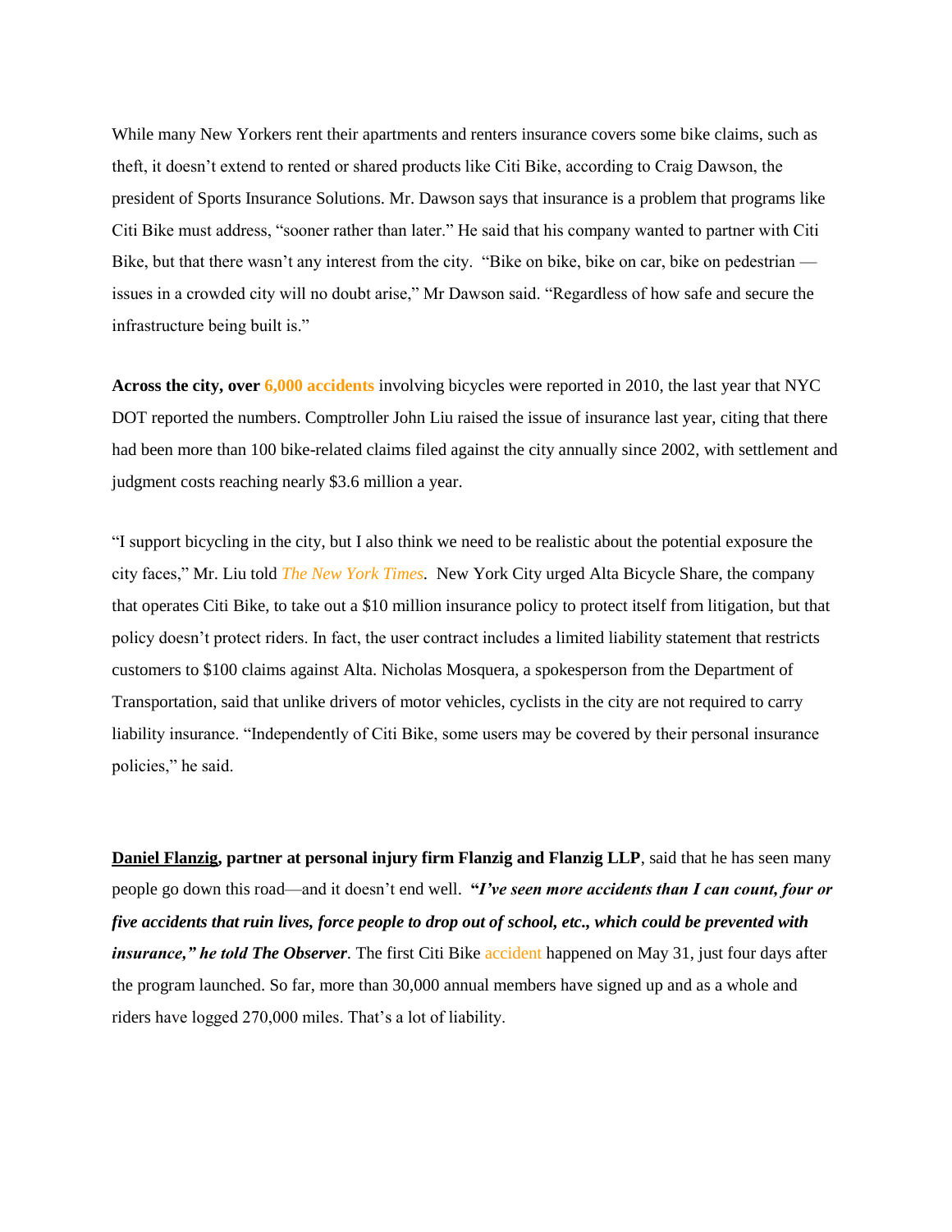While many New Yorkers rent their apartments and renters insurance covers some bike claims, such as theft, it doesn't extend to rented or shared products like Citi Bike, according to Craig Dawson, the president of Sports Insurance Solutions. Mr. Dawson says that insurance is a problem that programs like Citi Bike must address, "sooner rather than later." He said that his company wanted to partner with Citi Bike, but that there wasn't any interest from the city. "Bike on bike, bike on car, bike on pedestrian — issues in a crowded city will no doubt arise," Mr Dawson said. "Regardless of how safe and secure the infrastructure being built is."

**Across the city, over 6,000 accidents** involving bicycles were reported in 2010, the last year that NYC DOT reported the numbers. Comptroller John Liu raised the issue of insurance last year, citing that there had been more than 100 bike-related claims filed against the city annually since 2002, with settlement and judgment costs reaching nearly $3.6 million a year.

"I support bicycling in the city, but I also think we need to be realistic about the potential exposure the city faces," Mr. Liu told *The New York Times*. New York City urged Alta Bicycle Share, the company that operates Citi Bike, to take out a $10 million insurance policy to protect itself from litigation, but that policy doesn't protect riders. In fact, the user contract includes a limited liability statement that restricts customers to $100 claims against Alta. Nicholas Mosquera, a spokesperson from the Department of Transportation, said that unlike drivers of motor vehicles, cyclists in the city are not required to carry liability insurance. "Independently of Citi Bike, some users may be covered by their personal insurance policies," he said.

**Daniel Flanzig, partner at personal injury firm Flanzig and Flanzig LLP**, said that he has seen many people go down this road—and it doesn't end well. ***"I've seen more accidents than I can count, four or five accidents that ruin lives, force people to drop out of school, etc., which could be prevented with insurance," he told The Observer***. The first Citi Bike accident happened on May 31, just four days after the program launched. So far, more than 30,000 annual members have signed up and as a whole and riders have logged 270,000 miles. That's a lot of liability.